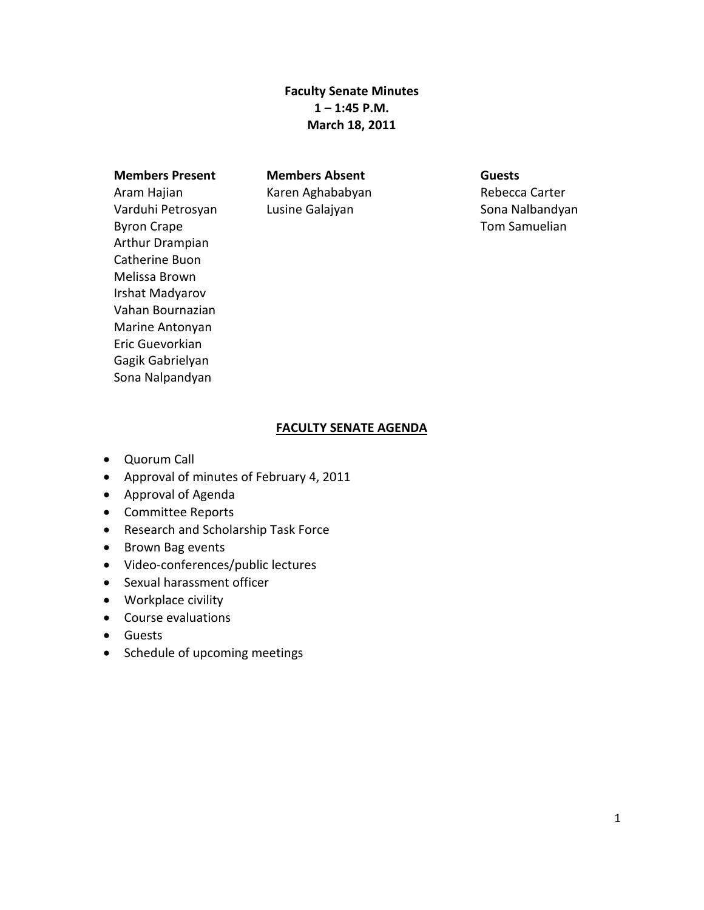**Faculty Senate Minutes**
**1 – 1:45 P.M.**
**March 18, 2011**

| **Members Present** | **Members Absent** | **Guests** |
| --- | --- | --- |
| Aram Hajian | Karen Aghababyan | Rebecca Carter |
| Varduhi Petrosyan | Lusine Galajyan | Sona Nalbandyan |
| Byron Crape | | Tom Samuelian |
| Arthur Drampian | | |
| Catherine Buon | | |
| Melissa Brown | | |
| Irshat Madyarov | | |
| Vahan Bournazian | | |
| Marine Antonyan | | |
| Eric Guevorkian | | |
| Gagik Gabrielyan | | |
| Sona Nalpandyan | | |

**FACULTY SENATE AGENDA**

- Quorum Call
- Approval of minutes of February 4, 2011
- Approval of Agenda
- Committee Reports
- Research and Scholarship Task Force
- Brown Bag events
- Video-conferences/public lectures
- Sexual harassment officer
- Workplace civility
- Course evaluations
- Guests
- Schedule of upcoming meetings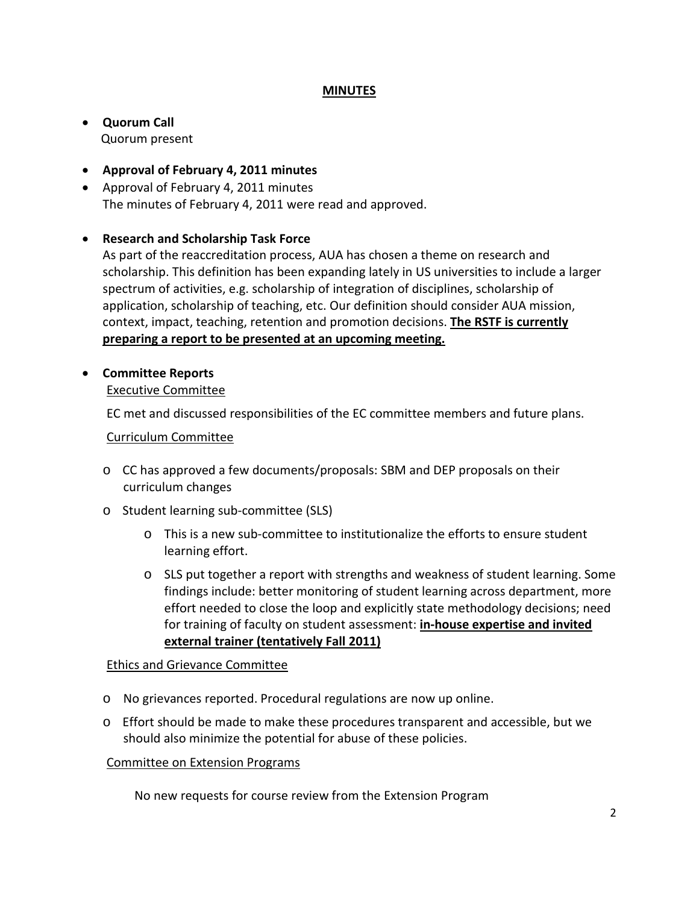## MINUTES

- **Quorum Call**
  Quorum present

- **Approval of February 4, 2011 minutes**
- Approval of February 4, 2011 minutes
  The minutes of February 4, 2011 were read and approved.

- **Research and Scholarship Task Force**
  As part of the reaccreditation process, AUA has chosen a theme on research and scholarship. This definition has been expanding lately in US universities to include a larger spectrum of activities, e.g. scholarship of integration of disciplines, scholarship of application, scholarship of teaching, etc. Our definition should consider AUA mission, context, impact, teaching, retention and promotion decisions. **The RSTF is currently preparing a report to be presented at an upcoming meeting.**

- **Committee Reports**

  Executive Committee

  EC met and discussed responsibilities of the EC committee members and future plans.

  Curriculum Committee

  - CC has approved a few documents/proposals: SBM and DEP proposals on their curriculum changes
  - Student learning sub-committee (SLS)
    - This is a new sub-committee to institutionalize the efforts to ensure student learning effort.
    - SLS put together a report with strengths and weakness of student learning. Some findings include: better monitoring of student learning across department, more effort needed to close the loop and explicitly state methodology decisions; need for training of faculty on student assessment: **in-house expertise and invited external trainer (tentatively Fall 2011)**

  Ethics and Grievance Committee

  - No grievances reported. Procedural regulations are now up online.
  - Effort should be made to make these procedures transparent and accessible, but we should also minimize the potential for abuse of these policies.

  Committee on Extension Programs

  No new requests for course review from the Extension Program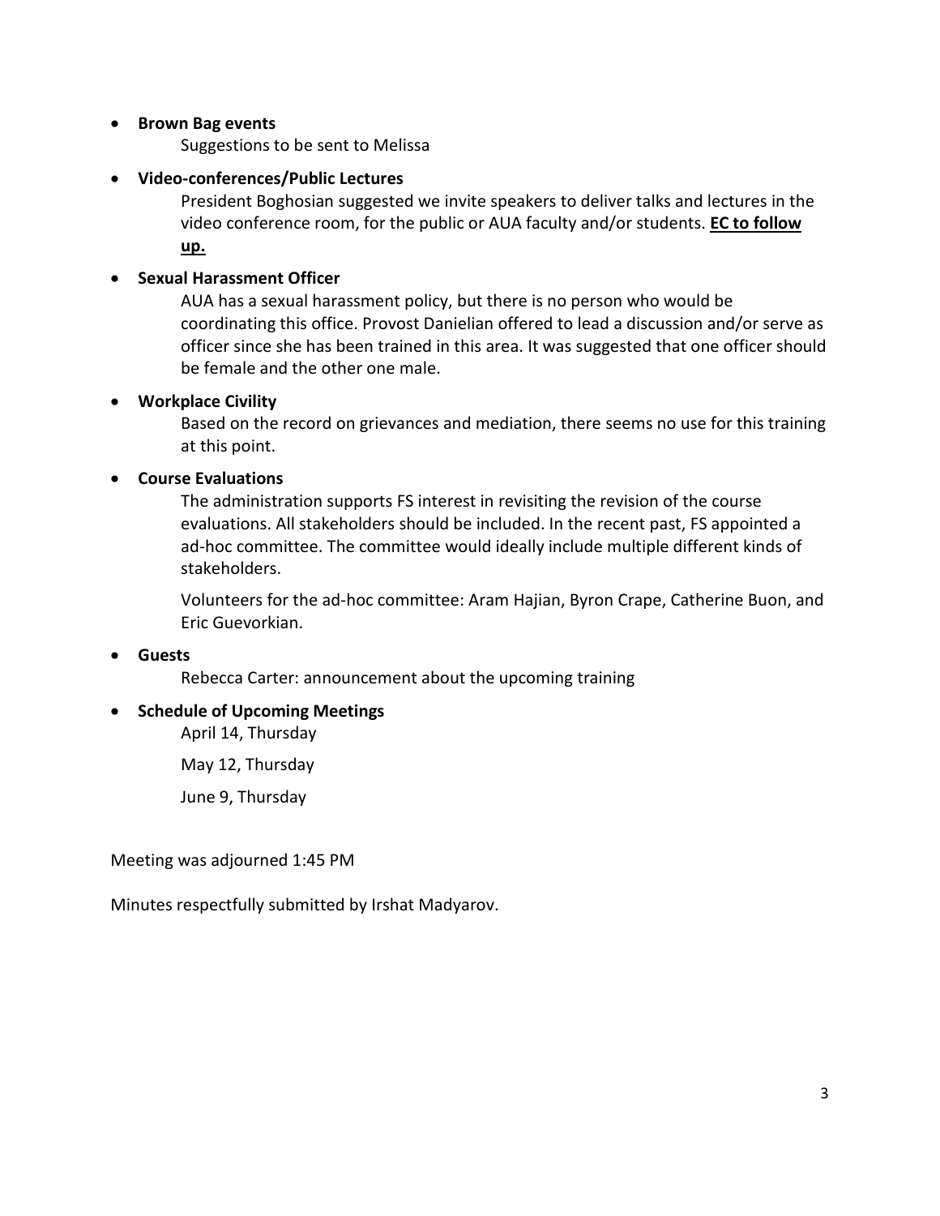- **Brown Bag events**

  Suggestions to be sent to Melissa

- **Video-conferences/Public Lectures**

  President Boghosian suggested we invite speakers to deliver talks and lectures in the video conference room, for the public or AUA faculty and/or students. **EC to follow up.**

- **Sexual Harassment Officer**

  AUA has a sexual harassment policy, but there is no person who would be coordinating this office. Provost Danielian offered to lead a discussion and/or serve as officer since she has been trained in this area. It was suggested that one officer should be female and the other one male.

- **Workplace Civility**

  Based on the record on grievances and mediation, there seems no use for this training at this point.

- **Course Evaluations**

  The administration supports FS interest in revisiting the revision of the course evaluations. All stakeholders should be included. In the recent past, FS appointed a ad-hoc committee. The committee would ideally include multiple different kinds of stakeholders.

  Volunteers for the ad-hoc committee: Aram Hajian, Byron Crape, Catherine Buon, and Eric Guevorkian.

- **Guests**

  Rebecca Carter: announcement about the upcoming training

- **Schedule of Upcoming Meetings**

  April 14, Thursday

  May 12, Thursday

  June 9, Thursday

Meeting was adjourned 1:45 PM

Minutes respectfully submitted by Irshat Madyarov.